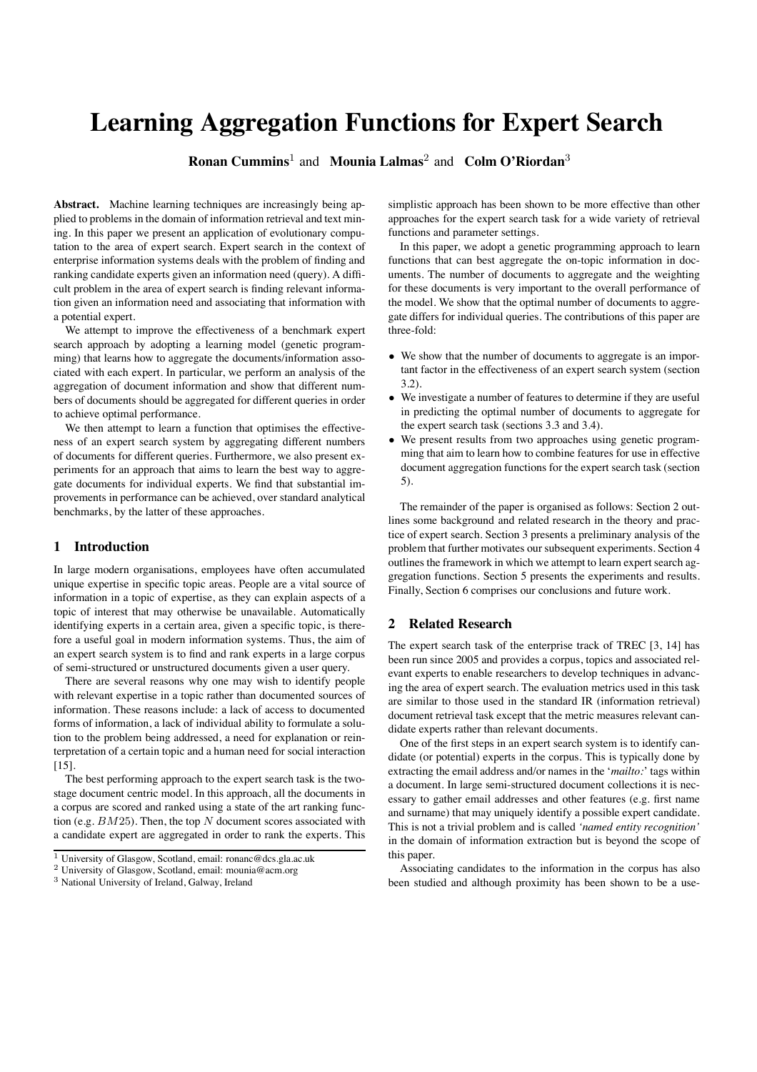# Learning Aggregation Functions for Expert Search

**Ronan Cummins**[1] and **Mounia Lalmas**[2] and **Colm O'Riordan**[3]

**Abstract.** Machine learning techniques are increasingly being applied to problems in the domain of information retrieval and text mining. In this paper we present an application of evolutionary computation to the area of expert search. Expert search in the context of enterprise information systems deals with the problem of finding and ranking candidate experts given an information need (query). A difficult problem in the area of expert search is finding relevant information given an information need and associating that information with a potential expert.

We attempt to improve the effectiveness of a benchmark expert search approach by adopting a learning model (genetic programming) that learns how to aggregate the documents/information associated with each expert. In particular, we perform an analysis of the aggregation of document information and show that different numbers of documents should be aggregated for different queries in order to achieve optimal performance.

We then attempt to learn a function that optimises the effectiveness of an expert search system by aggregating different numbers of documents for different queries. Furthermore, we also present experiments for an approach that aims to learn the best way to aggregate documents for individual experts. We find that substantial improvements in performance can be achieved, over standard analytical benchmarks, by the latter of these approaches.

## 1 Introduction

In large modern organisations, employees have often accumulated unique expertise in specific topic areas. People are a vital source of information in a topic of expertise, as they can explain aspects of a topic of interest that may otherwise be unavailable. Automatically identifying experts in a certain area, given a specific topic, is therefore a useful goal in modern information systems. Thus, the aim of an expert search system is to find and rank experts in a large corpus of semi-structured or unstructured documents given a user query.

There are several reasons why one may wish to identify people with relevant expertise in a topic rather than documented sources of information. These reasons include: a lack of access to documented forms of information, a lack of individual ability to formulate a solution to the problem being addressed, a need for explanation or reinterpretation of a certain topic and a human need for social interaction [15].

The best performing approach to the expert search task is the two-stage document centric model. In this approach, all the documents in a corpus are scored and ranked using a state of the art ranking function (e.g. $BM25$). Then, the top $N$ document scores associated with a candidate expert are aggregated in order to rank the experts. This simplistic approach has been shown to be more effective than other approaches for the expert search task for a wide variety of retrieval functions and parameter settings.

In this paper, we adopt a genetic programming approach to learn functions that can best aggregate the on-topic information in documents. The number of documents to aggregate and the weighting for these documents is very important to the overall performance of the model. We show that the optimal number of documents to aggregate differs for individual queries. The contributions of this paper are three-fold:

- We show that the number of documents to aggregate is an important factor in the effectiveness of an expert search system (section 3.2).
- We investigate a number of features to determine if they are useful in predicting the optimal number of documents to aggregate for the expert search task (sections 3.3 and 3.4).
- We present results from two approaches using genetic programming that aim to learn how to combine features for use in effective document aggregation functions for the expert search task (section 5).

The remainder of the paper is organised as follows: Section 2 outlines some background and related research in the theory and practice of expert search. Section 3 presents a preliminary analysis of the problem that further motivates our subsequent experiments. Section 4 outlines the framework in which we attempt to learn expert search aggregation functions. Section 5 presents the experiments and results. Finally, Section 6 comprises our conclusions and future work.

## 2 Related Research

The expert search task of the enterprise track of TREC [3, 14] has been run since 2005 and provides a corpus, topics and associated relevant experts to enable researchers to develop techniques in advancing the area of expert search. The evaluation metrics used in this task are similar to those used in the standard IR (information retrieval) document retrieval task except that the metric measures relevant candidate experts rather than relevant documents.

One of the first steps in an expert search system is to identify candidate (or potential) experts in the corpus. This is typically done by extracting the email address and/or names in the '*mailto:*' tags within a document. In large semi-structured document collections it is necessary to gather email addresses and other features (e.g. first name and surname) that may uniquely identify a possible expert candidate. This is not a trivial problem and is called *'named entity recognition'* in the domain of information extraction but is beyond the scope of this paper.

Associating candidates to the information in the corpus has also been studied and although proximity has been shown to be a use-

[1] University of Glasgow, Scotland, email: ronanc@dcs.gla.ac.uk
[2] University of Glasgow, Scotland, email: mounia@acm.org
[3] National University of Ireland, Galway, Ireland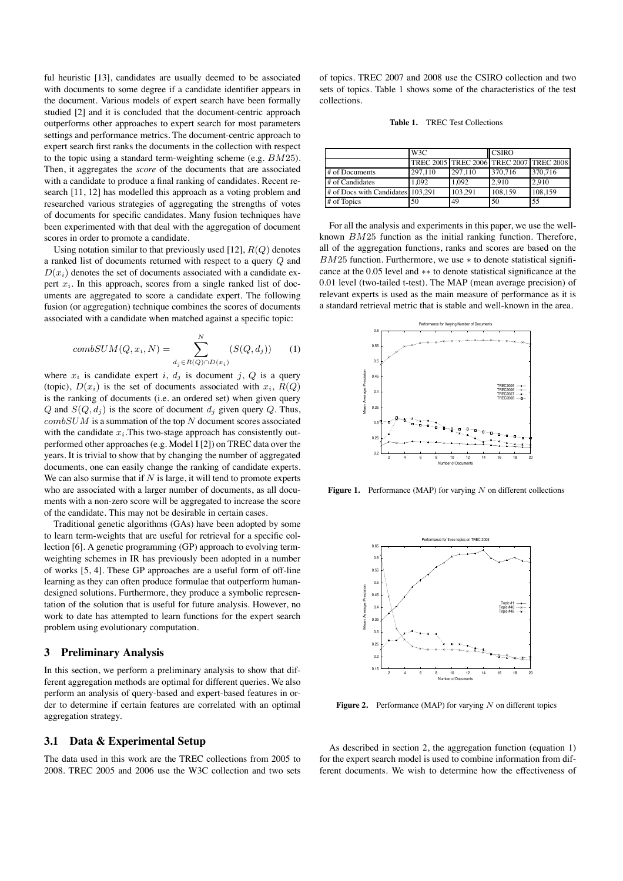ful heuristic [13], candidates are usually deemed to be associated with documents to some degree if a candidate identifier appears in the document. Various models of expert search have been formally studied [2] and it is concluded that the document-centric approach outperforms other approaches to expert search for most parameters settings and performance metrics. The document-centric approach to expert search first ranks the documents in the collection with respect to the topic using a standard term-weighting scheme (e.g. $BM25$). Then, it aggregates the *score* of the documents that are associated with a candidate to produce a final ranking of candidates. Recent research [11, 12] has modelled this approach as a voting problem and researched various strategies of aggregating the strengths of votes of documents for specific candidates. Many fusion techniques have been experimented with that deal with the aggregation of document scores in order to promote a candidate.

Using notation similar to that previously used [12], $R(Q)$ denotes a ranked list of documents returned with respect to a query $Q$ and $D(x_i)$ denotes the set of documents associated with a candidate expert $x_i$. In this approach, scores from a single ranked list of documents are aggregated to score a candidate expert. The following fusion (or aggregation) technique combines the scores of documents associated with a candidate when matched against a specific topic:

$$combSUM(Q, x_i, N) = \sum_{d_j \in R(Q) \cap D(x_i)}^{N} (S(Q, d_j)) \quad (1)$$

where $x_i$ is candidate expert $i$, $d_j$ is document $j$, $Q$ is a query (topic), $D(x_i)$ is the set of documents associated with $x_i$, $R(Q)$ is the ranking of documents (i.e. an ordered set) when given query $Q$ and $S(Q, d_j)$ is the score of document $d_j$ given query $Q$. Thus, $combSUM$ is a summation of the top $N$ document scores associated with the candidate $x_i$.This two-stage approach has consistently outperformed other approaches (e.g. Model I [2]) on TREC data over the years. It is trivial to show that by changing the number of aggregated documents, one can easily change the ranking of candidate experts. We can also surmise that if $N$ is large, it will tend to promote experts who are associated with a larger number of documents, as all documents with a non-zero score will be aggregated to increase the score of the candidate. This may not be desirable in certain cases.

Traditional genetic algorithms (GAs) have been adopted by some to learn term-weights that are useful for retrieval for a specific collection [6]. A genetic programming (GP) approach to evolving term-weighting schemes in IR has previously been adopted in a number of works [5, 4]. These GP approaches are a useful form of off-line learning as they can often produce formulae that outperform human-designed solutions. Furthermore, they produce a symbolic representation of the solution that is useful for future analysis. However, no work to date has attempted to learn functions for the expert search problem using evolutionary computation.

## 3 Preliminary Analysis

In this section, we perform a preliminary analysis to show that different aggregation methods are optimal for different queries. We also perform an analysis of query-based and expert-based features in order to determine if certain features are correlated with an optimal aggregation strategy.

### 3.1 Data & Experimental Setup

The data used in this work are the TREC collections from 2005 to 2008. TREC 2005 and 2006 use the W3C collection and two sets of topics. TREC 2007 and 2008 use the CSIRO collection and two sets of topics. Table 1 shows some of the characteristics of the test collections.

**Table 1.** TREC Test Collections

| | W3C | | CSIRO | |
|---|---|---|---|---|
| | TREC 2005 | TREC 2006 | TREC 2007 | TREC 2008 |
| # of Documents | 297,110 | 297,110 | 370,716 | 370,716 |
| # of Candidates | 1,092 | 1,092 | 2,910 | 2,910 |
| # of Docs with Candidates | 103,291 | 103,291 | 108,159 | 108,159 |
| # of Topics | 50 | 49 | 50 | 55 |

For all the analysis and experiments in this paper, we use the well-known $BM25$ function as the initial ranking function. Therefore, all of the aggregation functions, ranks and scores are based on the $BM25$ function. Furthermore, we use $*$ to denote statistical significance at the 0.05 level and $**$ to denote statistical significance at the 0.01 level (two-tailed t-test). The MAP (mean average precision) of relevant experts is used as the main measure of performance as it is a standard retrieval metric that is stable and well-known in the area.

**Figure 1.** Performance (MAP) for varying $N$ on different collections

**Figure 2.** Performance (MAP) for varying $N$ on different topics

As described in section 2, the aggregation function (equation 1) for the expert search model is used to combine information from different documents. We wish to determine how the effectiveness of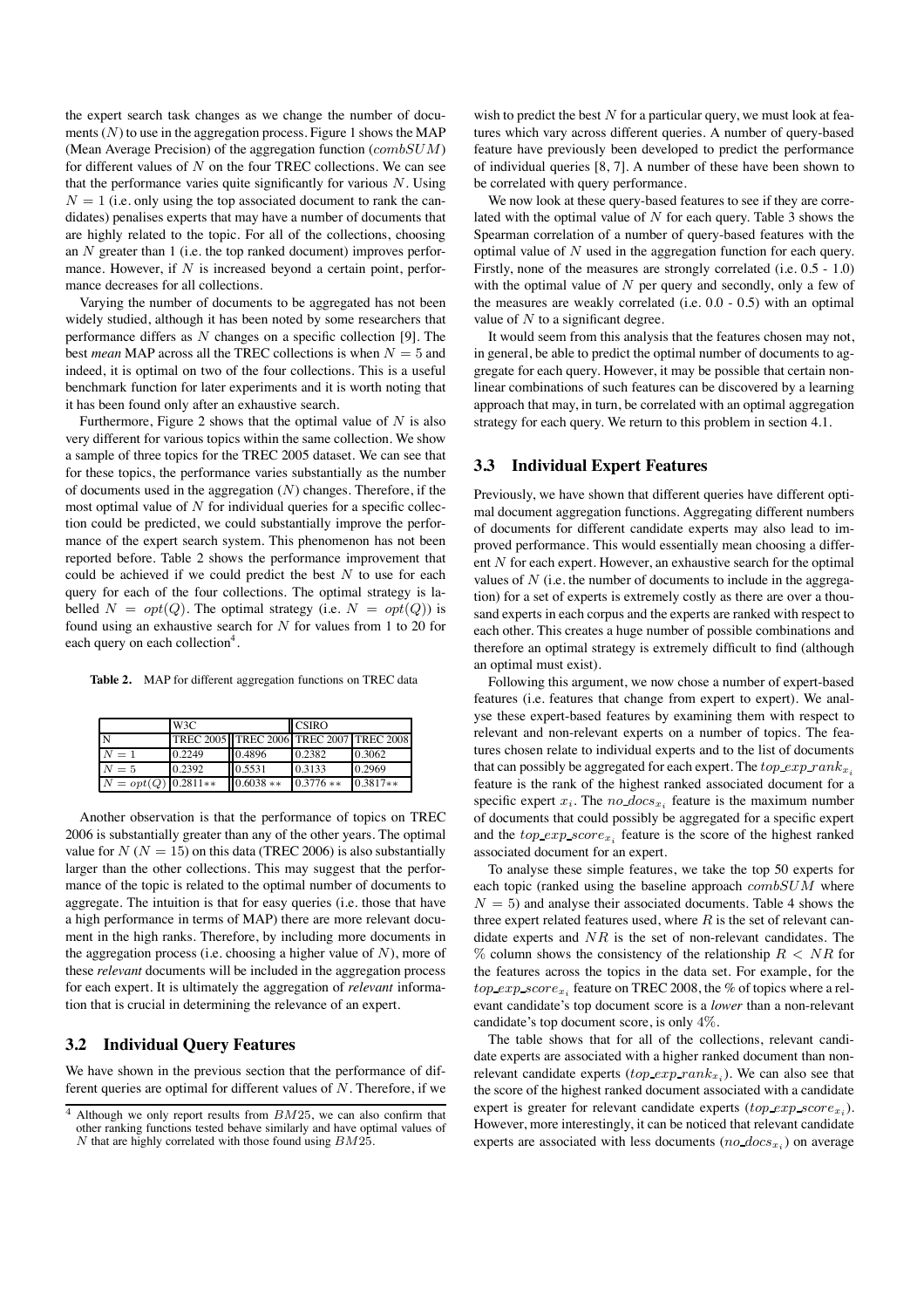the expert search task changes as we change the number of documents ($N$) to use in the aggregation process. Figure 1 shows the MAP (Mean Average Precision) of the aggregation function ($combSUM$) for different values of $N$ on the four TREC collections. We can see that the performance varies quite significantly for various $N$. Using $N = 1$ (i.e. only using the top associated document to rank the candidates) penalises experts that may have a number of documents that are highly related to the topic. For all of the collections, choosing an $N$ greater than 1 (i.e. the top ranked document) improves performance. However, if $N$ is increased beyond a certain point, performance decreases for all collections.

Varying the number of documents to be aggregated has not been widely studied, although it has been noted by some researchers that performance differs as $N$ changes on a specific collection [9]. The best *mean* MAP across all the TREC collections is when $N = 5$ and indeed, it is optimal on two of the four collections. This is a useful benchmark function for later experiments and it is worth noting that it has been found only after an exhaustive search.

Furthermore, Figure 2 shows that the optimal value of $N$ is also very different for various topics within the same collection. We show a sample of three topics for the TREC 2005 dataset. We can see that for these topics, the performance varies substantially as the number of documents used in the aggregation ($N$) changes. Therefore, if the most optimal value of $N$ for individual queries for a specific collection could be predicted, we could substantially improve the performance of the expert search system. This phenomenon has not been reported before. Table 2 shows the performance improvement that could be achieved if we could predict the best $N$ to use for each query for each of the four collections. The optimal strategy is labelled $N = opt(Q)$. The optimal strategy (i.e. $N = opt(Q)$) is found using an exhaustive search for $N$ for values from 1 to 20 for each query on each collection[4].

**Table 2.** MAP for different aggregation functions on TREC data

| | W3C | | CSIRO | |
|---|---|---|---|---|
| N | TREC 2005 | TREC 2006 | TREC 2007 | TREC 2008 |
| $N = 1$ | 0.2249 | 0.4896 | 0.2382 | 0.3062 |
| $N = 5$ | 0.2392 | 0.5531 | 0.3133 | 0.2969 |
| $N = opt(Q)$ | 0.2811** | 0.6038 ** | 0.3776 ** | 0.3817** |

Another observation is that the performance of topics on TREC 2006 is substantially greater than any of the other years. The optimal value for $N$ ($N = 15$) on this data (TREC 2006) is also substantially larger than the other collections. This may suggest that the performance of the topic is related to the optimal number of documents to aggregate. The intuition is that for easy queries (i.e. those that have a high performance in terms of MAP) there are more relevant document in the high ranks. Therefore, by including more documents in the aggregation process (i.e. choosing a higher value of $N$), more of these *relevant* documents will be included in the aggregation process for each expert. It is ultimately the aggregation of *relevant* information that is crucial in determining the relevance of an expert.

### 3.2 Individual Query Features

We have shown in the previous section that the performance of different queries are optimal for different values of $N$. Therefore, if we wish to predict the best $N$ for a particular query, we must look at features which vary across different queries. A number of query-based feature have previously been developed to predict the performance of individual queries [8, 7]. A number of these have been shown to be correlated with query performance.

We now look at these query-based features to see if they are correlated with the optimal value of $N$ for each query. Table 3 shows the Spearman correlation of a number of query-based features with the optimal value of $N$ used in the aggregation function for each query. Firstly, none of the measures are strongly correlated (i.e. 0.5 - 1.0) with the optimal value of $N$ per query and secondly, only a few of the measures are weakly correlated (i.e. 0.0 - 0.5) with an optimal value of $N$ to a significant degree.

It would seem from this analysis that the features chosen may not, in general, be able to predict the optimal number of documents to aggregate for each query. However, it may be possible that certain non-linear combinations of such features can be discovered by a learning approach that may, in turn, be correlated with an optimal aggregation strategy for each query. We return to this problem in section 4.1.

### 3.3 Individual Expert Features

Previously, we have shown that different queries have different optimal document aggregation functions. Aggregating different numbers of documents for different candidate experts may also lead to improved performance. This would essentially mean choosing a different $N$ for each expert. However, an exhaustive search for the optimal values of $N$ (i.e. the number of documents to include in the aggregation) for a set of experts is extremely costly as there are over a thousand experts in each corpus and the experts are ranked with respect to each other. This creates a huge number of possible combinations and therefore an optimal strategy is extremely difficult to find (although an optimal must exist).

Following this argument, we now chose a number of expert-based features (i.e. features that change from expert to expert). We analyse these expert-based features by examining them with respect to relevant and non-relevant experts on a number of topics. The features chosen relate to individual experts and to the list of documents that can possibly be aggregated for each expert. The $top\_exp\_rank_{x_i}$ feature is the rank of the highest ranked associated document for a specific expert $x_i$. The $no\_docs_{x_i}$ feature is the maximum number of documents that could possibly be aggregated for a specific expert and the $top\_exp\_score_{x_i}$ feature is the score of the highest ranked associated document for an expert.

To analyse these simple features, we take the top 50 experts for each topic (ranked using the baseline approach $combSUM$ where $N = 5$) and analyse their associated documents. Table 4 shows the three expert related features used, where $R$ is the set of relevant candidate experts and $NR$ is the set of non-relevant candidates. The $\%$ column shows the consistency of the relationship $R < NR$ for the features across the topics in the data set. For example, for the $top\_exp\_score_{x_i}$ feature on TREC 2008, the % of topics where a relevant candidate's top document score is a *lower* than a non-relevant candidate's top document score, is only $4\%$.

The table shows that for all of the collections, relevant candidate experts are associated with a higher ranked document than non-relevant candidate experts ($top\_exp\_rank_{x_i}$). We can also see that the score of the highest ranked document associated with a candidate expert is greater for relevant candidate experts ($top\_exp\_score_{x_i}$). However, more interestingly, it can be noticed that relevant candidate experts are associated with less documents ($no\_docs_{x_i}$) on average

[4] Although we only report results from $BM25$, we can also confirm that other ranking functions tested behave similarly and have optimal values of $N$ that are highly correlated with those found using $BM25$.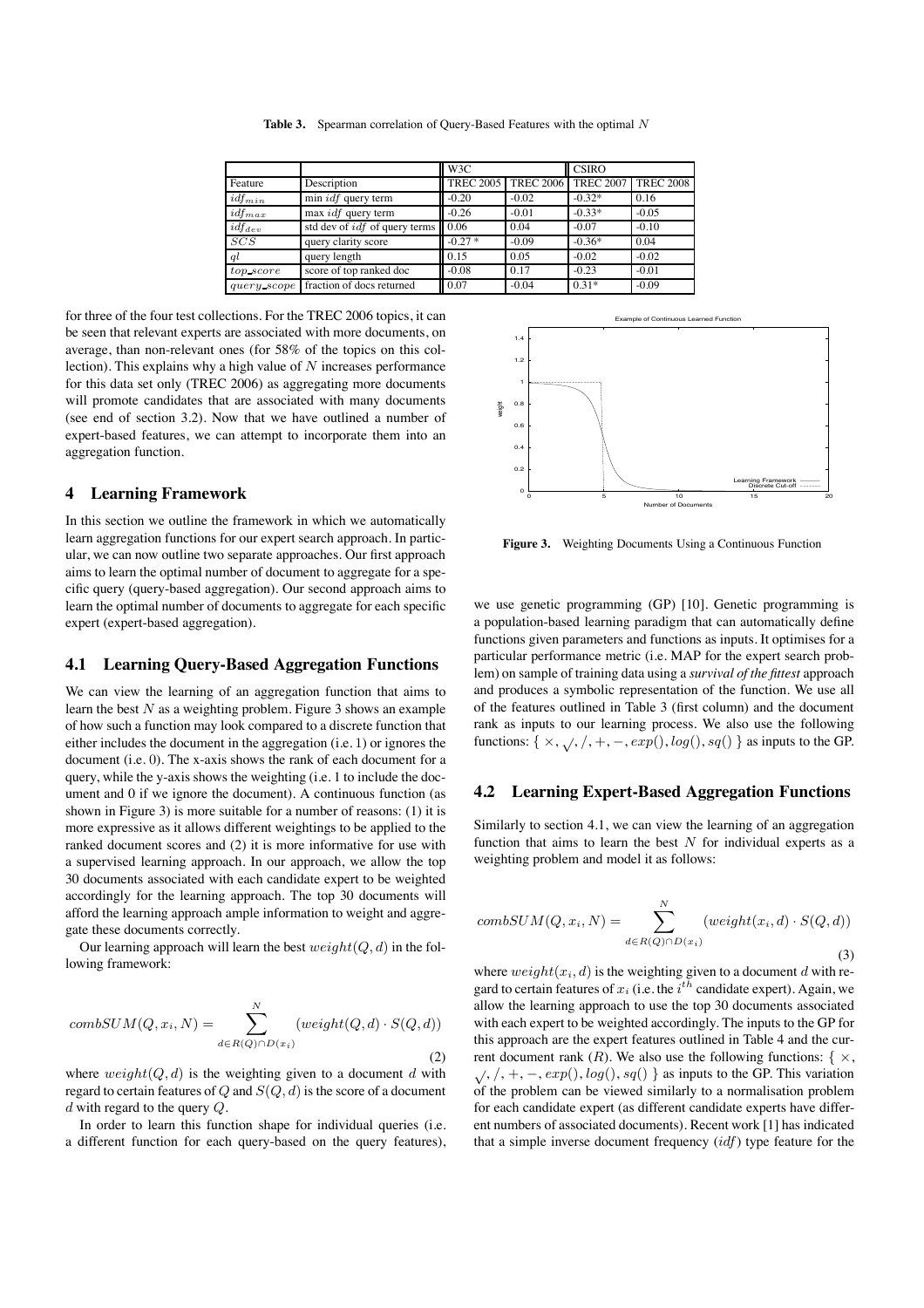**Table 3.** Spearman correlation of Query-Based Features with the optimal $N$

| | | W3C | | CSIRO | |
|---|---|---|---|---|---|
| Feature | Description | TREC 2005 | TREC 2006 | TREC 2007 | TREC 2008 |
| $idf_{min}$ | min $idf$ query term | -0.20 | -0.02 | -0.32* | 0.16 |
| $idf_{max}$ | max $idf$ query term | -0.26 | -0.01 | -0.33* | -0.05 |
| $idf_{dev}$ | std dev of $idf$ of query terms | 0.06 | 0.04 | -0.07 | -0.10 |
| $SCS$ | query clarity score | -0.27 * | -0.09 | -0.36* | 0.04 |
| $ql$ | query length | 0.15 | 0.05 | -0.02 | -0.02 |
| $top\_score$ | score of top ranked doc | -0.08 | 0.17 | -0.23 | -0.01 |
| $query\_scope$ | fraction of docs returned | 0.07 | -0.04 | 0.31* | -0.09 |

for three of the four test collections. For the TREC 2006 topics, it can be seen that relevant experts are associated with more documents, on average, than non-relevant ones (for 58% of the topics on this collection). This explains why a high value of $N$ increases performance for this data set only (TREC 2006) as aggregating more documents will promote candidates that are associated with many documents (see end of section 3.2). Now that we have outlined a number of expert-based features, we can attempt to incorporate them into an aggregation function.

## 4 Learning Framework

In this section we outline the framework in which we automatically learn aggregation functions for our expert search approach. In particular, we can now outline two separate approaches. Our first approach aims to learn the optimal number of document to aggregate for a specific query (query-based aggregation). Our second approach aims to learn the optimal number of documents to aggregate for each specific expert (expert-based aggregation).

### 4.1 Learning Query-Based Aggregation Functions

We can view the learning of an aggregation function that aims to learn the best $N$ as a weighting problem. Figure 3 shows an example of how such a function may look compared to a discrete function that either includes the document in the aggregation (i.e. 1) or ignores the document (i.e. 0). The x-axis shows the rank of each document for a query, while the y-axis shows the weighting (i.e. 1 to include the document and 0 if we ignore the document). A continuous function (as shown in Figure 3) is more suitable for a number of reasons: (1) it is more expressive as it allows different weightings to be applied to the ranked document scores and (2) it is more informative for use with a supervised learning approach. In our approach, we allow the top 30 documents associated with each candidate expert to be weighted accordingly for the learning approach. The top 30 documents will afford the learning approach ample information to weight and aggregate these documents correctly.

Our learning approach will learn the best $weight(Q, d)$ in the following framework:

$$combSUM(Q, x_i, N) = \sum_{d \in R(Q) \cap D(x_i)}^{N} (weight(Q, d) \cdot S(Q, d)) \tag{2}$$

where $weight(Q, d)$ is the weighting given to a document $d$ with regard to certain features of $Q$ and $S(Q, d)$ is the score of a document $d$ with regard to the query $Q$.

In order to learn this function shape for individual queries (i.e. a different function for each query-based on the query features), we use genetic programming (GP) [10]. Genetic programming is a population-based learning paradigm that can automatically define functions given parameters and functions as inputs. It optimises for a particular performance metric (i.e. MAP for the expert search problem) on sample of training data using a *survival of the fittest* approach and produces a symbolic representation of the function. We use all of the features outlined in Table 3 (first column) and the document rank as inputs to our learning process. We also use the following functions: $\{ \times, \sqrt{}, /, +, -, exp(), log(), sq() \}$ as inputs to the GP.

**Figure 3.** Weighting Documents Using a Continuous Function

### 4.2 Learning Expert-Based Aggregation Functions

Similarly to section 4.1, we can view the learning of an aggregation function that aims to learn the best $N$ for individual experts as a weighting problem and model it as follows:

$$combSUM(Q, x_i, N) = \sum_{d \in R(Q) \cap D(x_i)}^{N} (weight(x_i, d) \cdot S(Q, d)) \tag{3}$$

where $weight(x_i, d)$ is the weighting given to a document $d$ with regard to certain features of $x_i$ (i.e. the $i^{th}$ candidate expert). Again, we allow the learning approach to use the top 30 documents associated with each expert to be weighted accordingly. The inputs to the GP for this approach are the expert features outlined in Table 4 and the current document rank ($R$). We also use the following functions: $\{ \times, \sqrt{}, /, +, -, exp(), log(), sq() \}$ as inputs to the GP. This variation of the problem can be viewed similarly to a normalisation problem for each candidate expert (as different candidate experts have different numbers of associated documents). Recent work [1] has indicated that a simple inverse document frequency ($idf$) type feature for the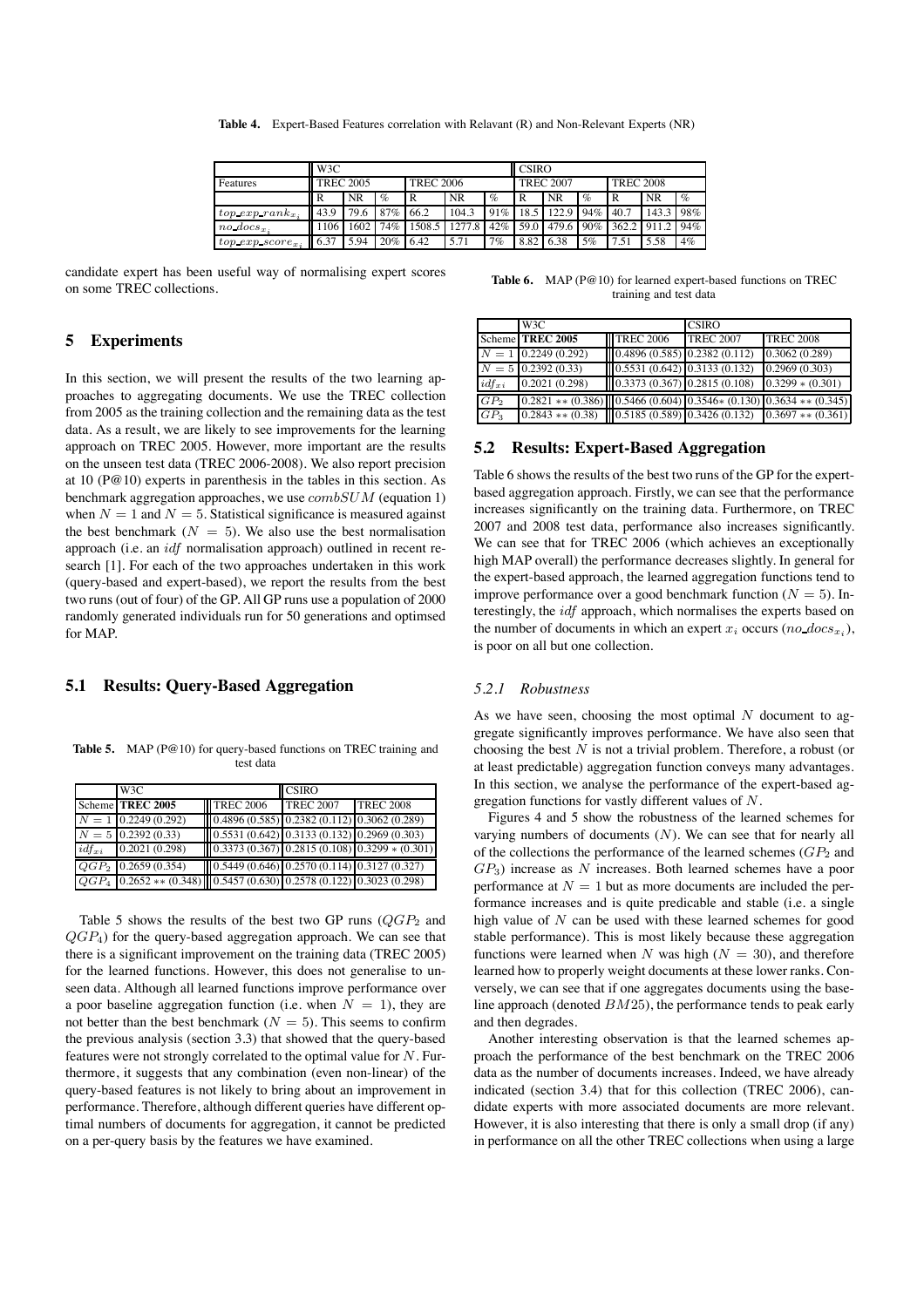**Table 4.** Expert-Based Features correlation with Relavant (R) and Non-Relevant Experts (NR)

| | W3C | | | | | | CSIRO | | | | | |
|---|---|---|---|---|---|---|---|---|---|---|---|---|
| Features | TREC 2005 | | | TREC 2006 | | | TREC 2007 | | | TREC 2008 | | |
| | R | NR | % | R | NR | % | R | NR | % | R | NR | % |
| $top\_exp\_rank_{x_i}$ | 43.9 | 79.6 | 87% | 66.2 | 104.3 | 91% | 18.5 | 122.9 | 94% | 40.7 | 143.3 | 98% |
| $no\_docs_{x_i}$ | 1106 | 1602 | 74% | 1508.5 | 1277.8 | 42% | 59.0 | 479.6 | 90% | 362.2 | 911.2 | 94% |
| $top\_exp\_score_{x_i}$ | 6.37 | 5.94 | 20% | 6.42 | 5.71 | 7% | 8.82 | 6.38 | 5% | 7.51 | 5.58 | 4% |

candidate expert has been useful way of normalising expert scores on some TREC collections.

## 5 Experiments

In this section, we will present the results of the two learning approaches to aggregating documents. We use the TREC collection from 2005 as the training collection and the remaining data as the test data. As a result, we are likely to see improvements for the learning approach on TREC 2005. However, more important are the results on the unseen test data (TREC 2006-2008). We also report precision at 10 (P@10) experts in parenthesis in the tables in this section. As benchmark aggregation approaches, we use $combSUM$ (equation 1) when $N = 1$ and $N = 5$. Statistical significance is measured against the best benchmark ($N = 5$). We also use the best normalisation approach (i.e. an $idf$ normalisation approach) outlined in recent research [1]. For each of the two approaches undertaken in this work (query-based and expert-based), we report the results from the best two runs (out of four) of the GP. All GP runs use a population of 2000 randomly generated individuals run for 50 generations and optimsed for MAP.

### 5.1 Results: Query-Based Aggregation

**Table 5.** MAP (P@10) for query-based functions on TREC training and test data

| | W3C | | CSIRO | |
|---|---|---|---|---|
| Scheme | **TREC 2005** | TREC 2006 | TREC 2007 | TREC 2008 |
| $N = 1$ | 0.2249 (0.292) | 0.4896 (0.585) | 0.2382 (0.112) | 0.3062 (0.289) |
| $N = 5$ | 0.2392 (0.33) | 0.5531 (0.642) | 0.3133 (0.132) | 0.2969 (0.303) |
| $idf_{xi}$ | 0.2021 (0.298) | 0.3373 (0.367) | 0.2815 (0.108) | 0.3299 $*$ (0.301) |
| $QGP_2$ | 0.2659 (0.354) | 0.5449 (0.646) | 0.2570 (0.114) | 0.3127 (0.327) |
| $QGP_4$ | 0.2652 $**$ (0.348) | 0.5457 (0.630) | 0.2578 (0.122) | 0.3023 (0.298) |

Table 5 shows the results of the best two GP runs ($QGP_2$ and $QGP_4$) for the query-based aggregation approach. We can see that there is a significant improvement on the training data (TREC 2005) for the learned functions. However, this does not generalise to unseen data. Although all learned functions improve performance over a poor baseline aggregation function (i.e. when $N = 1$), they are not better than the best benchmark ($N = 5$). This seems to confirm the previous analysis (section 3.3) that showed that the query-based features were not strongly correlated to the optimal value for $N$. Furthermore, it suggests that any combination (even non-linear) of the query-based features is not likely to bring about an improvement in performance. Therefore, although different queries have different optimal numbers of documents for aggregation, it cannot be predicted on a per-query basis by the features we have examined.

**Table 6.** MAP (P@10) for learned expert-based functions on TREC training and test data

| | W3C | | CSIRO | |
|---|---|---|---|---|
| Scheme | **TREC 2005** | TREC 2006 | TREC 2007 | TREC 2008 |
| $N = 1$ | 0.2249 (0.292) | 0.4896 (0.585) | 0.2382 (0.112) | 0.3062 (0.289) |
| $N = 5$ | 0.2392 (0.33) | 0.5531 (0.642) | 0.3133 (0.132) | 0.2969 (0.303) |
| $idf_{xi}$ | 0.2021 (0.298) | 0.3373 (0.367) | 0.2815 (0.108) | 0.3299 $*$ (0.301) |
| $GP_2$ | 0.2821 $**$ (0.386) | 0.5466 (0.604) | 0.3546$*$ (0.130) | 0.3634 $**$ (0.345) |
| $GP_3$ | 0.2843 $**$ (0.38) | 0.5185 (0.589) | 0.3426 (0.132) | 0.3697 $**$ (0.361) |

### 5.2 Results: Expert-Based Aggregation

Table 6 shows the results of the best two runs of the GP for the expert-based aggregation approach. Firstly, we can see that the performance increases significantly on the training data. Furthermore, on TREC 2007 and 2008 test data, performance also increases significantly. We can see that for TREC 2006 (which achieves an exceptionally high MAP overall) the performance decreases slightly. In general for the expert-based approach, the learned aggregation functions tend to improve performance over a good benchmark function ($N = 5$). Interestingly, the $idf$ approach, which normalises the experts based on the number of documents in which an expert $x_i$ occurs ($no\_docs_{x_i}$), is poor on all but one collection.

#### 5.2.1 Robustness

As we have seen, choosing the most optimal $N$ document to aggregate significantly improves performance. We have also seen that choosing the best $N$ is not a trivial problem. Therefore, a robust (or at least predictable) aggregation function conveys many advantages. In this section, we analyse the performance of the expert-based aggregation functions for vastly different values of $N$.

Figures 4 and 5 show the robustness of the learned schemes for varying numbers of documents ($N$). We can see that for nearly all of the collections the performance of the learned schemes ($GP_2$ and $GP_3$) increase as $N$ increases. Both learned schemes have a poor performance at $N = 1$ but as more documents are included the performance increases and is quite predicable and stable (i.e. a single high value of $N$ can be used with these learned schemes for good stable performance). This is most likely because these aggregation functions were learned when $N$ was high ($N = 30$), and therefore learned how to properly weight documents at these lower ranks. Conversely, we can see that if one aggregates documents using the baseline approach (denoted $BM25$), the performance tends to peak early and then degrades.

Another interesting observation is that the learned schemes approach the performance of the best benchmark on the TREC 2006 data as the number of documents increases. Indeed, we have already indicated (section 3.4) that for this collection (TREC 2006), candidate experts with more associated documents are more relevant. However, it is also interesting that there is only a small drop (if any) in performance on all the other TREC collections when using a large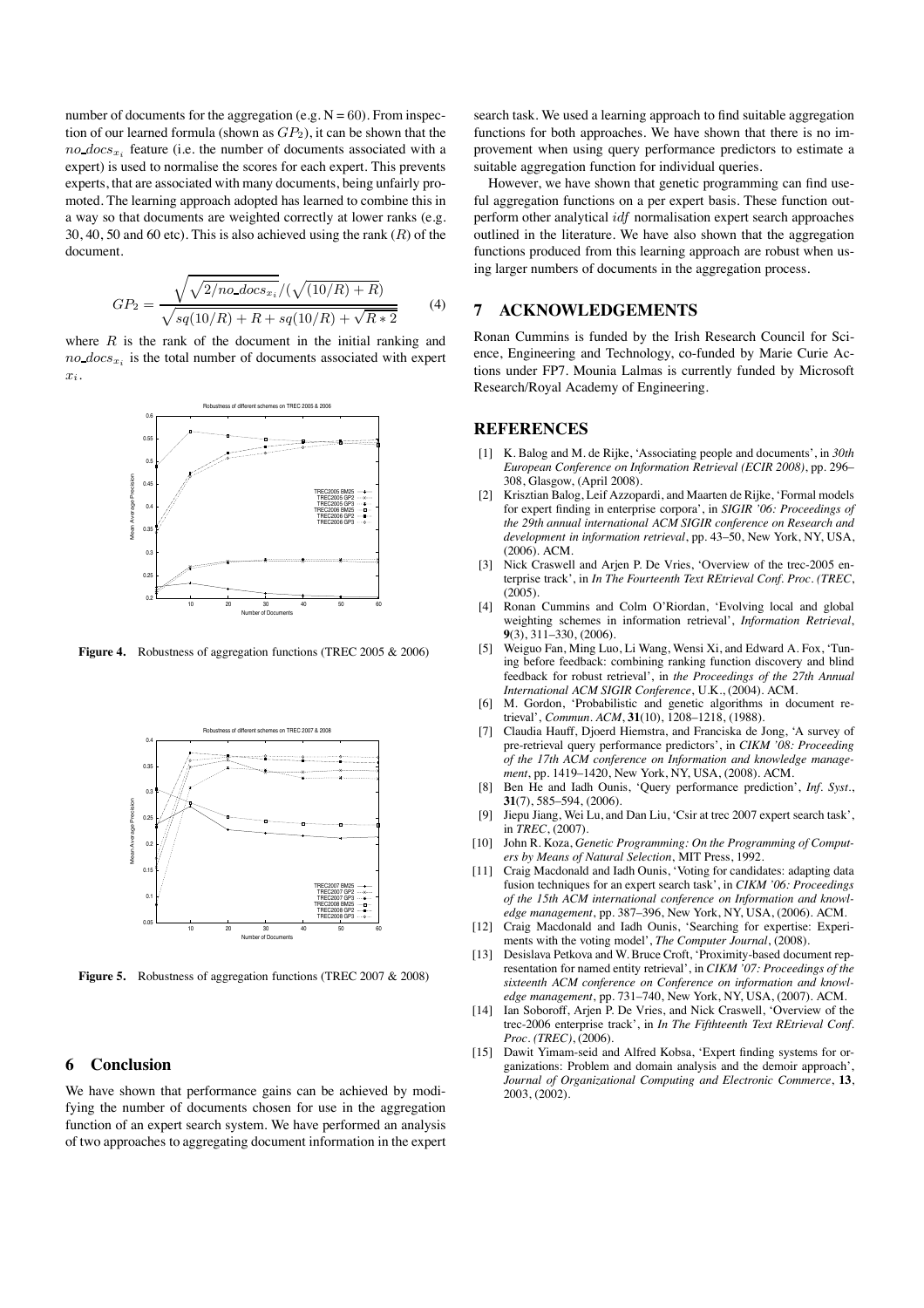number of documents for the aggregation (e.g. N = 60). From inspection of our learned formula (shown as $GP_2$), it can be shown that the $no\_docs_{x_i}$ feature (i.e. the number of documents associated with a expert) is used to normalise the scores for each expert. This prevents experts, that are associated with many documents, being unfairly promoted. The learning approach adopted has learned to combine this in a way so that documents are weighted correctly at lower ranks (e.g. 30, 40, 50 and 60 etc). This is also achieved using the rank ($R$) of the document.

$$GP_2 = \frac{\sqrt{\sqrt{2/no\_docs_{x_i}}/(\sqrt{(10/R)} + R)}}{\sqrt{sq(10/R) + R + sq(10/R) + \sqrt{R * 2}}} \quad (4)$$

where $R$ is the rank of the document in the initial ranking and $no\_docs_{x_i}$ is the total number of documents associated with expert $x_i$.

Robustness of different schemes on TREC 2005 & 2006

Mean Average Precision

Number of Documents

TREC2005 BM25
TREC2005 GP2
TREC2005 GP3
TREC2006 BM25
TREC2006 GP2
TREC2006 GP3

**Figure 4.** Robustness of aggregation functions (TREC 2005 & 2006)

Robustness of different schemes on TREC 2007 & 2008

Mean Average Precision

Number of Documents

TREC2007 BM25
TREC2007 GP2
TREC2007 GP3
TREC2008 BM25
TREC2008 GP2
TREC2008 GP3

**Figure 5.** Robustness of aggregation functions (TREC 2007 & 2008)

## 6 Conclusion

We have shown that performance gains can be achieved by modifying the number of documents chosen for use in the aggregation function of an expert search system. We have performed an analysis of two approaches to aggregating document information in the expert search task. We used a learning approach to find suitable aggregation functions for both approaches. We have shown that there is no improvement when using query performance predictors to estimate a suitable aggregation function for individual queries.

However, we have shown that genetic programming can find useful aggregation functions on a per expert basis. These function outperform other analytical *idf* normalisation expert search approaches outlined in the literature. We have also shown that the aggregation functions produced from this learning approach are robust when using larger numbers of documents in the aggregation process.

## 7 ACKNOWLEDGEMENTS

Ronan Cummins is funded by the Irish Research Council for Science, Engineering and Technology, co-funded by Marie Curie Actions under FP7. Mounia Lalmas is currently funded by Microsoft Research/Royal Academy of Engineering.

## REFERENCES

[1] K. Balog and M. de Rijke, 'Associating people and documents', in *30th European Conference on Information Retrieval (ECIR 2008)*, pp. 296–308, Glasgow, (April 2008).

[2] Krisztian Balog, Leif Azzopardi, and Maarten de Rijke, 'Formal models for expert finding in enterprise corpora', in *SIGIR '06: Proceedings of the 29th annual international ACM SIGIR conference on Research and development in information retrieval*, pp. 43–50, New York, NY, USA, (2006). ACM.

[3] Nick Craswell and Arjen P. De Vries, 'Overview of the trec-2005 enterprise track', in *In The Fourteenth Text REtrieval Conf. Proc. (TREC*, (2005).

[4] Ronan Cummins and Colm O'Riordan, 'Evolving local and global weighting schemes in information retrieval', *Information Retrieval*, **9**(3), 311–330, (2006).

[5] Weiguo Fan, Ming Luo, Li Wang, Wensi Xi, and Edward A. Fox, 'Tuning before feedback: combining ranking function discovery and blind feedback for robust retrieval', in *the Proceedings of the 27th Annual International ACM SIGIR Conference*, U.K., (2004). ACM.

[6] M. Gordon, 'Probabilistic and genetic algorithms in document retrieval', *Commun. ACM*, **31**(10), 1208–1218, (1988).

[7] Claudia Hauff, Djoerd Hiemstra, and Franciska de Jong, 'A survey of pre-retrieval query performance predictors', in *CIKM '08: Proceeding of the 17th ACM conference on Information and knowledge management*, pp. 1419–1420, New York, NY, USA, (2008). ACM.

[8] Ben He and Iadh Ounis, 'Query performance prediction', *Inf. Syst.*, **31**(7), 585–594, (2006).

[9] Jiepu Jiang, Wei Lu, and Dan Liu, 'Csir at trec 2007 expert search task', in *TREC*, (2007).

[10] John R. Koza, *Genetic Programming: On the Programming of Computers by Means of Natural Selection*, MIT Press, 1992.

[11] Craig Macdonald and Iadh Ounis, 'Voting for candidates: adapting data fusion techniques for an expert search task', in *CIKM '06: Proceedings of the 15th ACM international conference on Information and knowledge management*, pp. 387–396, New York, NY, USA, (2006). ACM.

[12] Craig Macdonald and Iadh Ounis, 'Searching for expertise: Experiments with the voting model', *The Computer Journal*, (2008).

[13] Desislava Petkova and W. Bruce Croft, 'Proximity-based document representation for named entity retrieval', in *CIKM '07: Proceedings of the sixteenth ACM conference on Conference on information and knowledge management*, pp. 731–740, New York, NY, USA, (2007). ACM.

[14] Ian Soboroff, Arjen P. De Vries, and Nick Craswell, 'Overview of the trec-2006 enterprise track', in *In The Fifthteenth Text REtrieval Conf. Proc. (TREC)*, (2006).

[15] Dawit Yimam-seid and Alfred Kobsa, 'Expert finding systems for organizations: Problem and domain analysis and the demoir approach', *Journal of Organizational Computing and Electronic Commerce*, **13**, 2003, (2002).